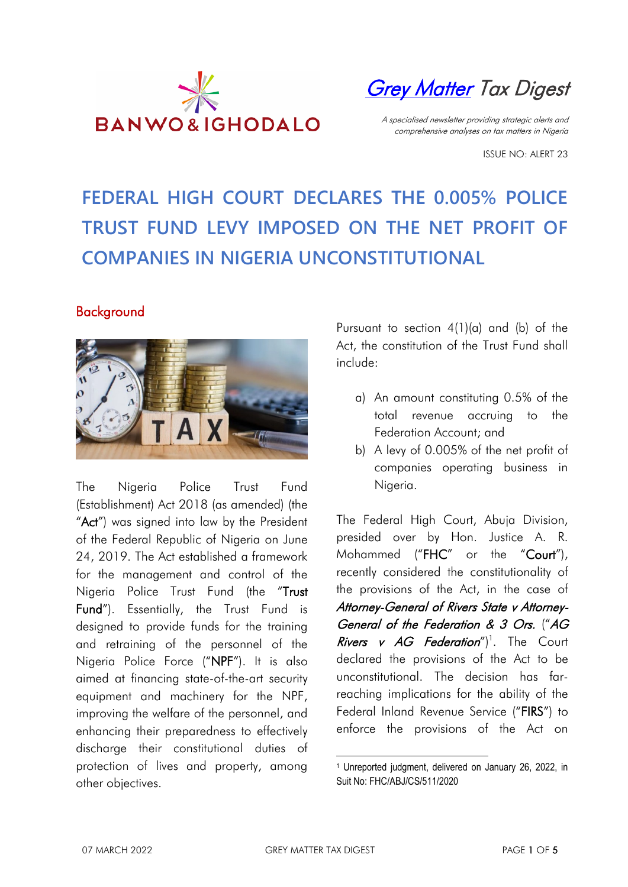BANWO & IGHODALO

*Grey Matter Tax Digest*

*A specialised newsletter providing strategic alerts and comprehensive analyses on tax matters in Nigeria*

ISSUE NO: ALERT 23

# FEDERAL HIGH COURT DECLARES THE 0.005% POLICE TRUST FUND LEVY IMPOSED ON THE NET PROFIT OF COMPANIES IN NIGERIA UNCONSTITUTIONAL

## Background

The Nigeria Police Trust Fund (Establishment) Act 2018 (as amended) (the "**Act**") was signed into law by the President of the Federal Republic of Nigeria on June 24, 2019. The Act established a framework for the management and control of the Nigeria Police Trust Fund (the "**Trust Fund**"). Essentially, the Trust Fund is designed to provide funds for the training and retraining of the personnel of the Nigeria Police Force ("**NPF**"). It is also aimed at financing state-of-the-art security equipment and machinery for the NPF, improving the welfare of the personnel, and enhancing their preparedness to effectively discharge their constitutional duties of protection of lives and property, among other objectives.

Pursuant to section 4(1)(a) and (b) of the Act, the constitution of the Trust Fund shall include:

a) An amount constituting 0.5% of the total revenue accruing to the Federation Account; and
b) A levy of 0.005% of the net profit of companies operating business in Nigeria.

The Federal High Court, Abuja Division, presided over by Hon. Justice A. R. Mohammed ("**FHC**" or the "**Court**"), recently considered the constitutionality of the provisions of the Act, in the case of ***Attorney-General of Rivers State v Attorney-General of the Federation & 3 Ors.*** ("***AG Rivers v AG Federation***")[1]. The Court declared the provisions of the Act to be unconstitutional. The decision has far-reaching implications for the ability of the Federal Inland Revenue Service ("**FIRS**") to enforce the provisions of the Act on

[1] Unreported judgment, delivered on January 26, 2022, in Suit No: FHC/ABJ/CS/511/2020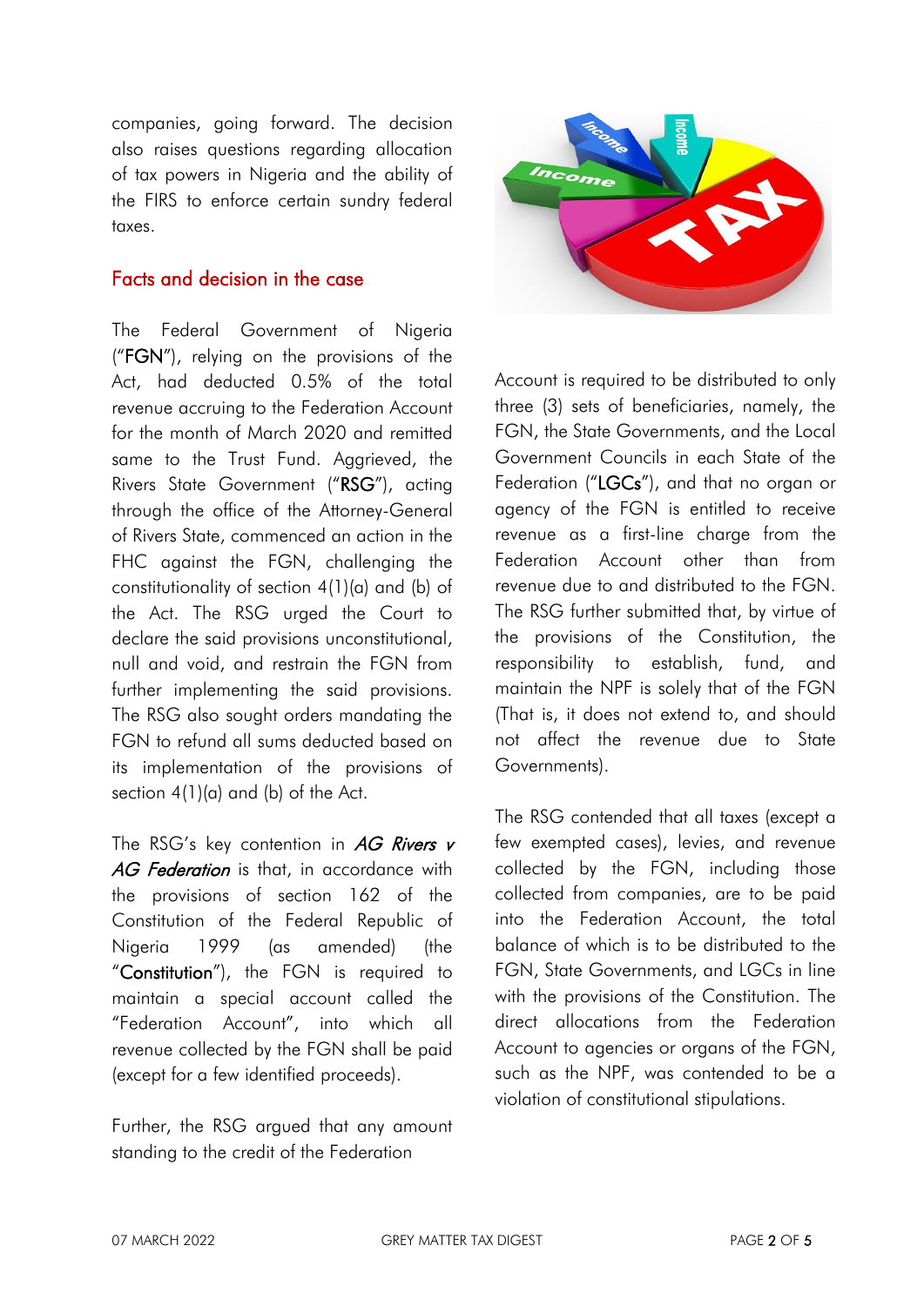companies, going forward. The decision also raises questions regarding allocation of tax powers in Nigeria and the ability of the FIRS to enforce certain sundry federal taxes.

## Facts and decision in the case

The Federal Government of Nigeria ("**FGN**"), relying on the provisions of the Act, had deducted 0.5% of the total revenue accruing to the Federation Account for the month of March 2020 and remitted same to the Trust Fund. Aggrieved, the Rivers State Government ("**RSG**"), acting through the office of the Attorney-General of Rivers State, commenced an action in the FHC against the FGN, challenging the constitutionality of section 4(1)(a) and (b) of the Act. The RSG urged the Court to declare the said provisions unconstitutional, null and void, and restrain the FGN from further implementing the said provisions. The RSG also sought orders mandating the FGN to refund all sums deducted based on its implementation of the provisions of section 4(1)(a) and (b) of the Act.

The RSG's key contention in ***AG Rivers v AG Federation*** is that, in accordance with the provisions of section 162 of the Constitution of the Federal Republic of Nigeria 1999 (as amended) (the "**Constitution**"), the FGN is required to maintain a special account called the "Federation Account", into which all revenue collected by the FGN shall be paid (except for a few identified proceeds).

Further, the RSG argued that any amount standing to the credit of the Federation Account is required to be distributed to only three (3) sets of beneficiaries, namely, the FGN, the State Governments, and the Local Government Councils in each State of the Federation ("**LGCs**"), and that no organ or agency of the FGN is entitled to receive revenue as a first-line charge from the Federation Account other than from revenue due to and distributed to the FGN. The RSG further submitted that, by virtue of the provisions of the Constitution, the responsibility to establish, fund, and maintain the NPF is solely that of the FGN (That is, it does not extend to, and should not affect the revenue due to State Governments).

The RSG contended that all taxes (except a few exempted cases), levies, and revenue collected by the FGN, including those collected from companies, are to be paid into the Federation Account, the total balance of which is to be distributed to the FGN, State Governments, and LGCs in line with the provisions of the Constitution. The direct allocations from the Federation Account to agencies or organs of the FGN, such as the NPF, was contended to be a violation of constitutional stipulations.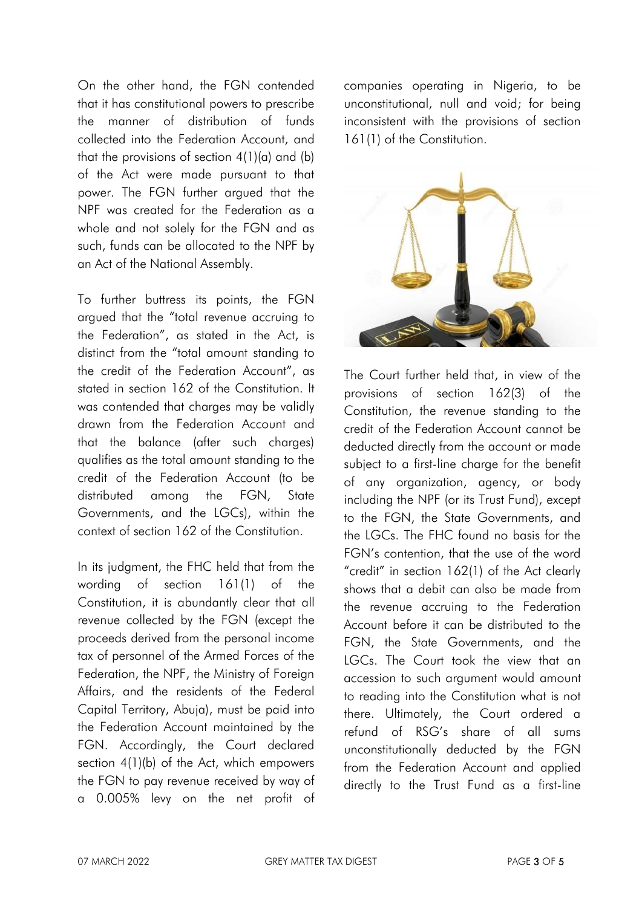On the other hand, the FGN contended that it has constitutional powers to prescribe the manner of distribution of funds collected into the Federation Account, and that the provisions of section 4(1)(a) and (b) of the Act were made pursuant to that power. The FGN further argued that the NPF was created for the Federation as a whole and not solely for the FGN and as such, funds can be allocated to the NPF by an Act of the National Assembly.

To further buttress its points, the FGN argued that the "total revenue accruing to the Federation", as stated in the Act, is distinct from the "total amount standing to the credit of the Federation Account", as stated in section 162 of the Constitution. It was contended that charges may be validly drawn from the Federation Account and that the balance (after such charges) qualifies as the total amount standing to the credit of the Federation Account (to be distributed among the FGN, State Governments, and the LGCs), within the context of section 162 of the Constitution.

In its judgment, the FHC held that from the wording of section 161(1) of the Constitution, it is abundantly clear that all revenue collected by the FGN (except the proceeds derived from the personal income tax of personnel of the Armed Forces of the Federation, the NPF, the Ministry of Foreign Affairs, and the residents of the Federal Capital Territory, Abuja), must be paid into the Federation Account maintained by the FGN. Accordingly, the Court declared section 4(1)(b) of the Act, which empowers the FGN to pay revenue received by way of a 0.005% levy on the net profit of companies operating in Nigeria, to be unconstitutional, null and void; for being inconsistent with the provisions of section 161(1) of the Constitution.

The Court further held that, in view of the provisions of section 162(3) of the Constitution, the revenue standing to the credit of the Federation Account cannot be deducted directly from the account or made subject to a first-line charge for the benefit of any organization, agency, or body including the NPF (or its Trust Fund), except to the FGN, the State Governments, and the LGCs. The FHC found no basis for the FGN's contention, that the use of the word "credit" in section 162(1) of the Act clearly shows that a debit can also be made from the revenue accruing to the Federation Account before it can be distributed to the FGN, the State Governments, and the LGCs. The Court took the view that an accession to such argument would amount to reading into the Constitution what is not there. Ultimately, the Court ordered a refund of RSG's share of all sums unconstitutionally deducted by the FGN from the Federation Account and applied directly to the Trust Fund as a first-line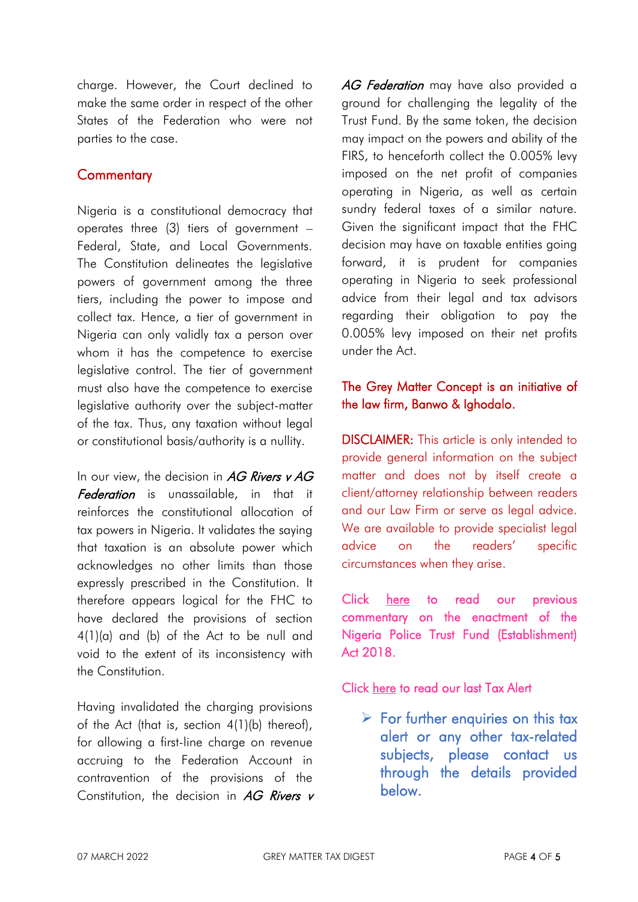charge. However, the Court declined to make the same order in respect of the other States of the Federation who were not parties to the case.

## Commentary

Nigeria is a constitutional democracy that operates three (3) tiers of government – Federal, State, and Local Governments. The Constitution delineates the legislative powers of government among the three tiers, including the power to impose and collect tax. Hence, a tier of government in Nigeria can only validly tax a person over whom it has the competence to exercise legislative control. The tier of government must also have the competence to exercise legislative authority over the subject-matter of the tax. Thus, any taxation without legal or constitutional basis/authority is a nullity.

In our view, the decision in ***AG Rivers v AG Federation*** is unassailable, in that it reinforces the constitutional allocation of tax powers in Nigeria. It validates the saying that taxation is an absolute power which acknowledges no other limits than those expressly prescribed in the Constitution. It therefore appears logical for the FHC to have declared the provisions of section 4(1)(a) and (b) of the Act to be null and void to the extent of its inconsistency with the Constitution.

Having invalidated the charging provisions of the Act (that is, section 4(1)(b) thereof), for allowing a first-line charge on revenue accruing to the Federation Account in contravention of the provisions of the Constitution, the decision in ***AG Rivers v AG Federation*** may have also provided a ground for challenging the legality of the Trust Fund. By the same token, the decision may impact on the powers and ability of the FIRS, to henceforth collect the 0.005% levy imposed on the net profit of companies operating in Nigeria, as well as certain sundry federal taxes of a similar nature. Given the significant impact that the FHC decision may have on taxable entities going forward, it is prudent for companies operating in Nigeria to seek professional advice from their legal and tax advisors regarding their obligation to pay the 0.005% levy imposed on their net profits under the Act.

The Grey Matter Concept is an initiative of the law firm, Banwo & Ighodalo.

**DISCLAIMER:** This article is only intended to provide general information on the subject matter and does not by itself create a client/attorney relationship between readers and our Law Firm or serve as legal advice. We are available to provide specialist legal advice on the readers' specific circumstances when they arise.

Click here to read our previous commentary on the enactment of the Nigeria Police Trust Fund (Establishment) Act 2018.

Click here to read our last Tax Alert

- For further enquiries on this tax alert or any other tax-related subjects, please contact us through the details provided below.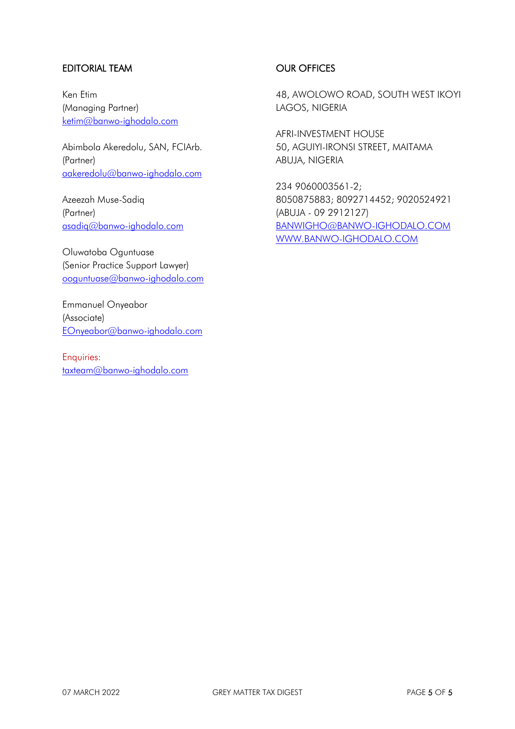## EDITORIAL TEAM

Ken Etim
(Managing Partner)
ketim@banwo-ighodalo.com

Abimbola Akeredolu, SAN, FCIArb.
(Partner)
aakeredolu@banwo-ighodalo.com

Azeezah Muse-Sadiq
(Partner)
asadiq@banwo-ighodalo.com

Oluwatoba Oguntuase
(Senior Practice Support Lawyer)
ooguntuase@banwo-ighodalo.com

Emmanuel Onyeabor
(Associate)
EOnyeabor@banwo-ighodalo.com

Enquiries:
taxteam@banwo-ighodalo.com

## OUR OFFICES

48, AWOLOWO ROAD, SOUTH WEST IKOYI
LAGOS, NIGERIA

AFRI-INVESTMENT HOUSE
50, AGUIYI-IRONSI STREET, MAITAMA
ABUJA, NIGERIA

234 9060003561-2;
8050875883; 8092714452; 9020524921
(ABUJA - 09 2912127)
BANWIGHO@BANWO-IGHODALO.COM
WWW.BANWO-IGHODALO.COM